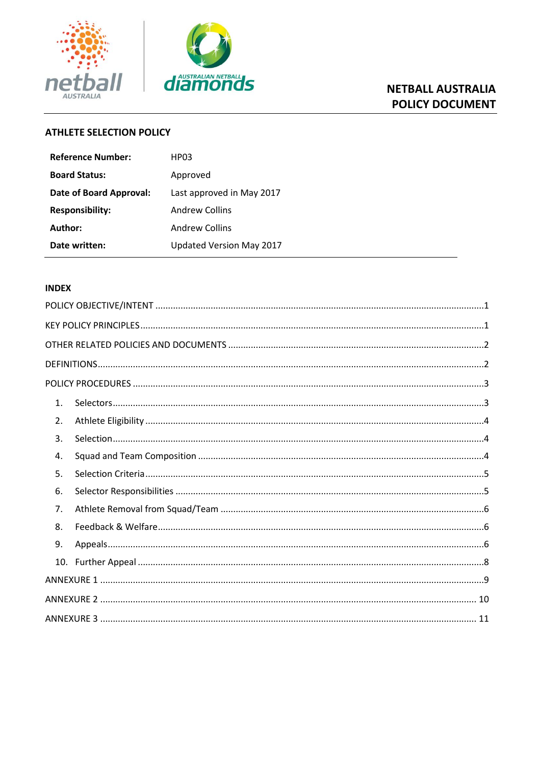# NETBALL AUSTRALIA POLICY DOCUMENT

## ATHLETE SELECTION POLICY

| | |
|---|---|
| **Reference Number:** | HP03 |
| **Board Status:** | Approved |
| **Date of Board Approval:** | Last approved in May 2017 |
| **Responsibility:** | Andrew Collins |
| **Author:** | Andrew Collins |
| **Date written:** | Updated Version May 2017 |

## INDEX

POLICY OBJECTIVE/INTENT ....................1

KEY POLICY PRINCIPLES ....................1

OTHER RELATED POLICIES AND DOCUMENTS ....................2

DEFINITIONS ....................2

POLICY PROCEDURES ....................3

1. Selectors ....................3
2. Athlete Eligibility ....................4
3. Selection ....................4
4. Squad and Team Composition ....................4
5. Selection Criteria ....................5
6. Selector Responsibilities ....................5
7. Athlete Removal from Squad/Team ....................6
8. Feedback & Welfare ....................6
9. Appeals ....................6
10. Further Appeal ....................8

ANNEXURE 1 ....................9

ANNEXURE 2 ....................10

ANNEXURE 3 ....................11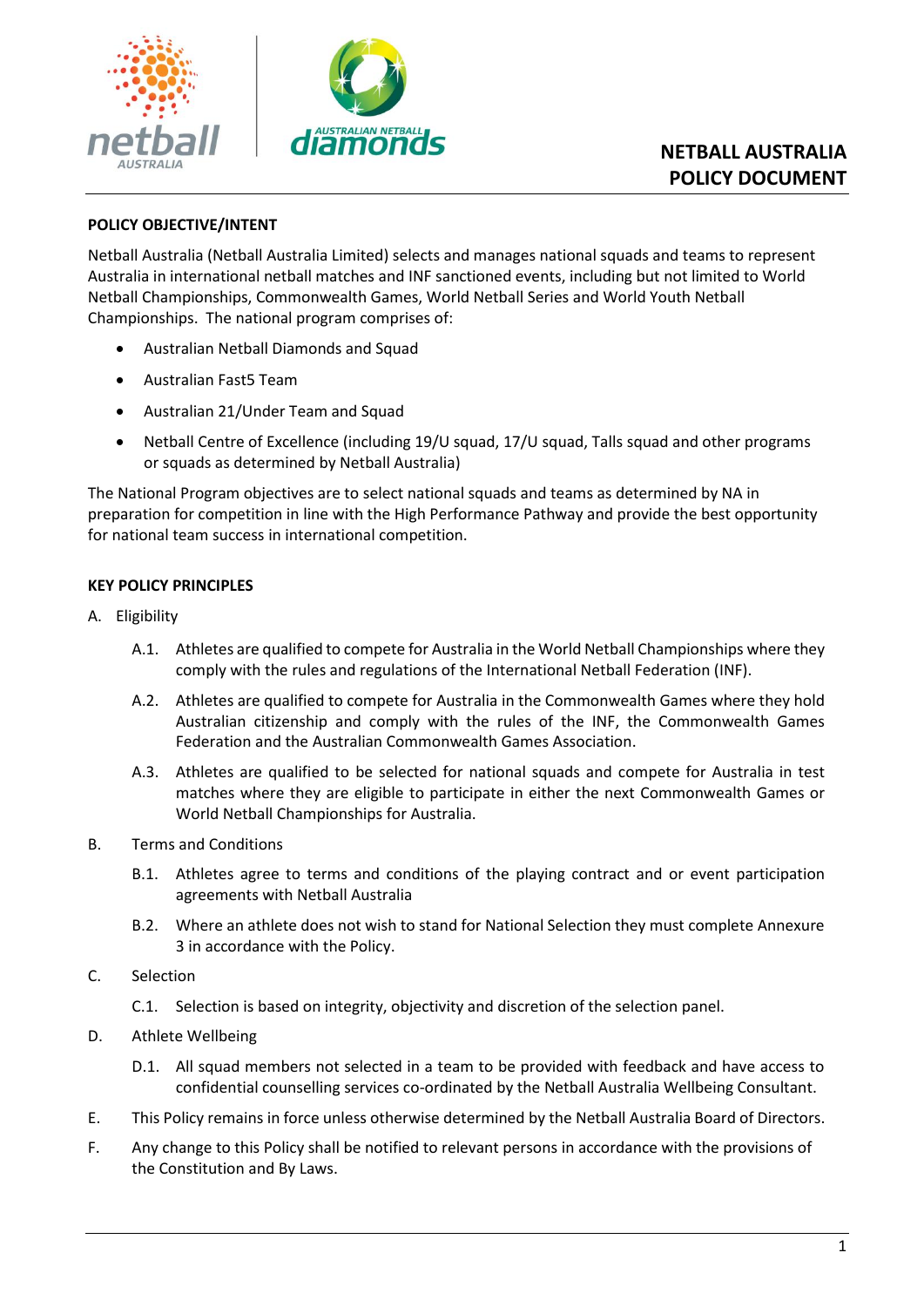# NETBALL AUSTRALIA POLICY DOCUMENT

**POLICY OBJECTIVE/INTENT**

Netball Australia (Netball Australia Limited) selects and manages national squads and teams to represent Australia in international netball matches and INF sanctioned events, including but not limited to World Netball Championships, Commonwealth Games, World Netball Series and World Youth Netball Championships. The national program comprises of:

- Australian Netball Diamonds and Squad
- Australian Fast5 Team
- Australian 21/Under Team and Squad
- Netball Centre of Excellence (including 19/U squad, 17/U squad, Talls squad and other programs or squads as determined by Netball Australia)

The National Program objectives are to select national squads and teams as determined by NA in preparation for competition in line with the High Performance Pathway and provide the best opportunity for national team success in international competition.

**KEY POLICY PRINCIPLES**

A. Eligibility

A.1. Athletes are qualified to compete for Australia in the World Netball Championships where they comply with the rules and regulations of the International Netball Federation (INF).

A.2. Athletes are qualified to compete for Australia in the Commonwealth Games where they hold Australian citizenship and comply with the rules of the INF, the Commonwealth Games Federation and the Australian Commonwealth Games Association.

A.3. Athletes are qualified to be selected for national squads and compete for Australia in test matches where they are eligible to participate in either the next Commonwealth Games or World Netball Championships for Australia.

B. Terms and Conditions

B.1. Athletes agree to terms and conditions of the playing contract and or event participation agreements with Netball Australia

B.2. Where an athlete does not wish to stand for National Selection they must complete Annexure 3 in accordance with the Policy.

C. Selection

C.1. Selection is based on integrity, objectivity and discretion of the selection panel.

D. Athlete Wellbeing

D.1. All squad members not selected in a team to be provided with feedback and have access to confidential counselling services co-ordinated by the Netball Australia Wellbeing Consultant.

E. This Policy remains in force unless otherwise determined by the Netball Australia Board of Directors.

F. Any change to this Policy shall be notified to relevant persons in accordance with the provisions of the Constitution and By Laws.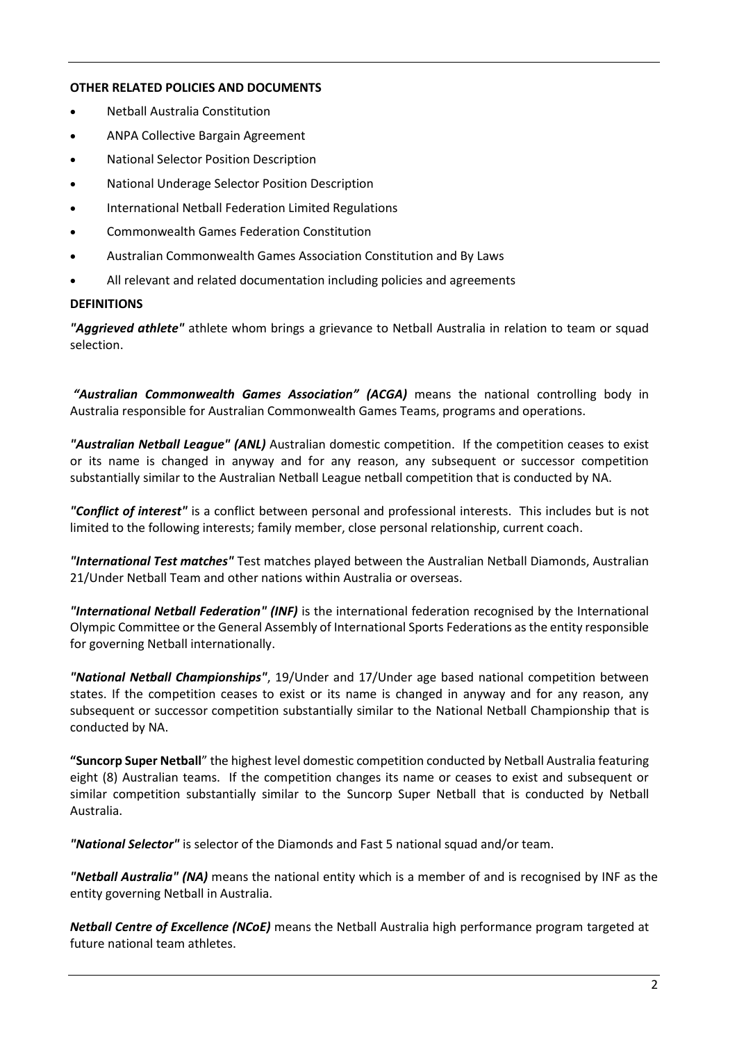**OTHER RELATED POLICIES AND DOCUMENTS**

- Netball Australia Constitution
- ANPA Collective Bargain Agreement
- National Selector Position Description
- National Underage Selector Position Description
- International Netball Federation Limited Regulations
- Commonwealth Games Federation Constitution
- Australian Commonwealth Games Association Constitution and By Laws
- All relevant and related documentation including policies and agreements

**DEFINITIONS**

***"Aggrieved athlete"*** athlete whom brings a grievance to Netball Australia in relation to team or squad selection.

***"Australian Commonwealth Games Association" (ACGA)*** means the national controlling body in Australia responsible for Australian Commonwealth Games Teams, programs and operations.

***"Australian Netball League" (ANL)*** Australian domestic competition. If the competition ceases to exist or its name is changed in anyway and for any reason, any subsequent or successor competition substantially similar to the Australian Netball League netball competition that is conducted by NA.

***"Conflict of interest"*** is a conflict between personal and professional interests. This includes but is not limited to the following interests; family member, close personal relationship, current coach.

***"International Test matches"*** Test matches played between the Australian Netball Diamonds, Australian 21/Under Netball Team and other nations within Australia or overseas.

***"International Netball Federation" (INF)*** is the international federation recognised by the International Olympic Committee or the General Assembly of International Sports Federations as the entity responsible for governing Netball internationally.

***"National Netball Championships"***, 19/Under and 17/Under age based national competition between states. If the competition ceases to exist or its name is changed in anyway and for any reason, any subsequent or successor competition substantially similar to the National Netball Championship that is conducted by NA.

**"Suncorp Super Netball**" the highest level domestic competition conducted by Netball Australia featuring eight (8) Australian teams. If the competition changes its name or ceases to exist and subsequent or similar competition substantially similar to the Suncorp Super Netball that is conducted by Netball Australia.

***"National Selector"*** is selector of the Diamonds and Fast 5 national squad and/or team.

***"Netball Australia" (NA)*** means the national entity which is a member of and is recognised by INF as the entity governing Netball in Australia.

***Netball Centre of Excellence (NCoE)*** means the Netball Australia high performance program targeted at future national team athletes.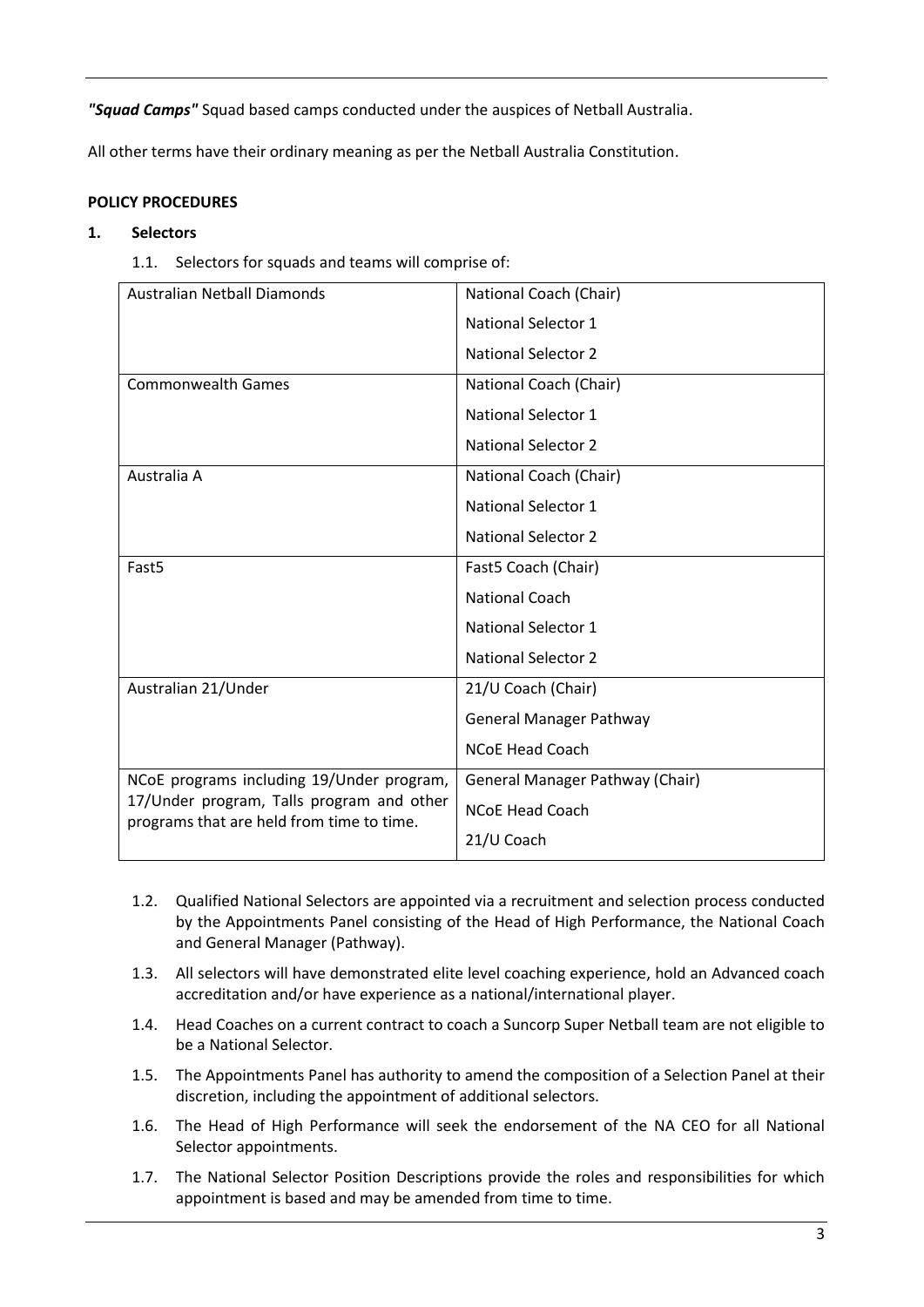***"Squad Camps"*** Squad based camps conducted under the auspices of Netball Australia.

All other terms have their ordinary meaning as per the Netball Australia Constitution.

**POLICY PROCEDURES**

**1. Selectors**

1.1. Selectors for squads and teams will comprise of:

| Squad / Team | Selectors |
|---|---|
| Australian Netball Diamonds | National Coach (Chair)<br>National Selector 1<br>National Selector 2 |
| Commonwealth Games | National Coach (Chair)<br>National Selector 1<br>National Selector 2 |
| Australia A | National Coach (Chair)<br>National Selector 1<br>National Selector 2 |
| Fast5 | Fast5 Coach (Chair)<br>National Coach<br>National Selector 1<br>National Selector 2 |
| Australian 21/Under | 21/U Coach (Chair)<br>General Manager Pathway<br>NCoE Head Coach |
| NCoE programs including 19/Under program, 17/Under program, Talls program and other programs that are held from time to time. | General Manager Pathway (Chair)<br>NCoE Head Coach<br>21/U Coach |

1.2. Qualified National Selectors are appointed via a recruitment and selection process conducted by the Appointments Panel consisting of the Head of High Performance, the National Coach and General Manager (Pathway).

1.3. All selectors will have demonstrated elite level coaching experience, hold an Advanced coach accreditation and/or have experience as a national/international player.

1.4. Head Coaches on a current contract to coach a Suncorp Super Netball team are not eligible to be a National Selector.

1.5. The Appointments Panel has authority to amend the composition of a Selection Panel at their discretion, including the appointment of additional selectors.

1.6. The Head of High Performance will seek the endorsement of the NA CEO for all National Selector appointments.

1.7. The National Selector Position Descriptions provide the roles and responsibilities for which appointment is based and may be amended from time to time.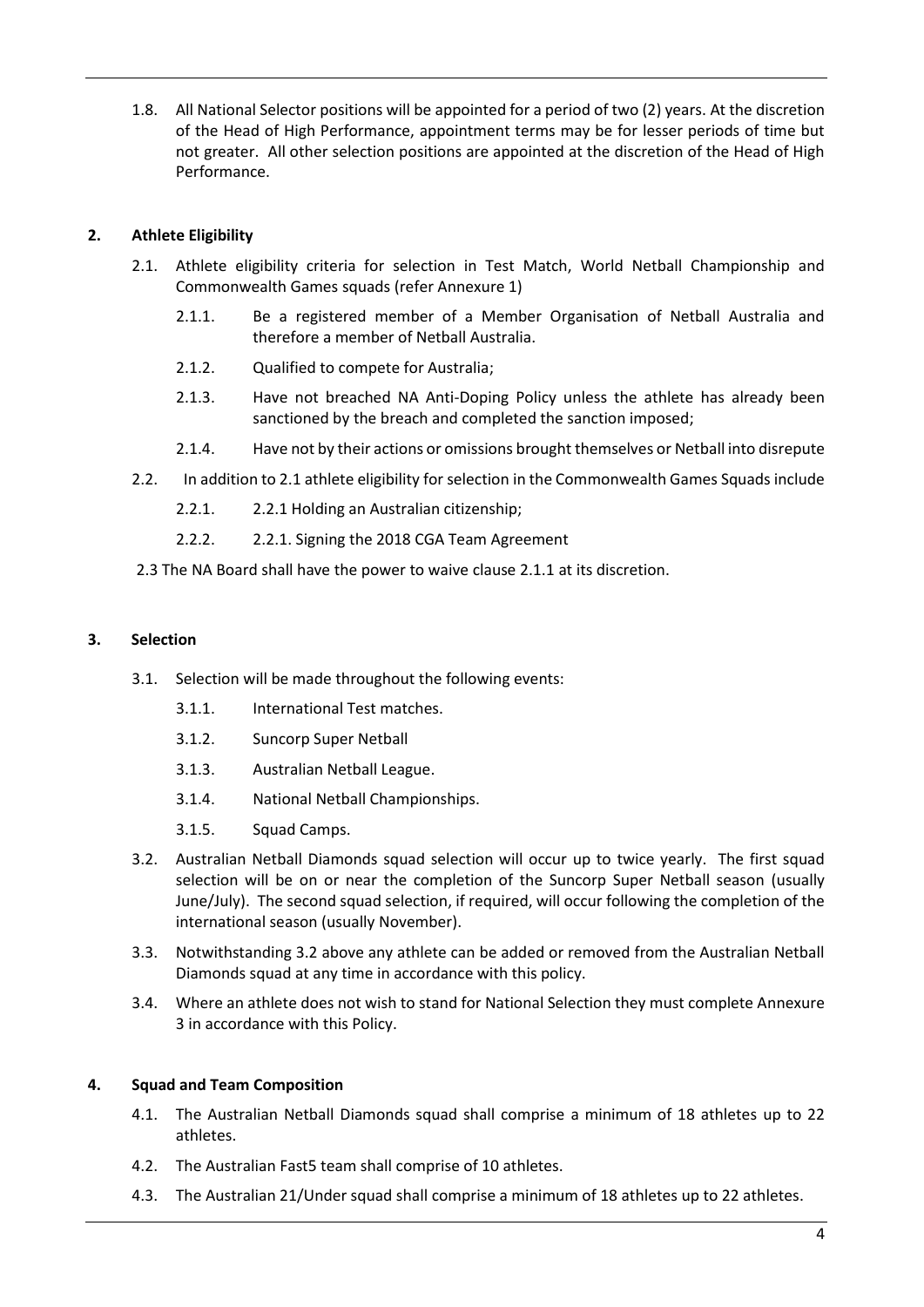1.8. All National Selector positions will be appointed for a period of two (2) years. At the discretion of the Head of High Performance, appointment terms may be for lesser periods of time but not greater. All other selection positions are appointed at the discretion of the Head of High Performance.

## 2. Athlete Eligibility

2.1. Athlete eligibility criteria for selection in Test Match, World Netball Championship and Commonwealth Games squads (refer Annexure 1)

- 2.1.1. Be a registered member of a Member Organisation of Netball Australia and therefore a member of Netball Australia.
- 2.1.2. Qualified to compete for Australia;
- 2.1.3. Have not breached NA Anti-Doping Policy unless the athlete has already been sanctioned by the breach and completed the sanction imposed;
- 2.1.4. Have not by their actions or omissions brought themselves or Netball into disrepute

2.2. In addition to 2.1 athlete eligibility for selection in the Commonwealth Games Squads include

- 2.2.1. 2.2.1 Holding an Australian citizenship;
- 2.2.2. 2.2.1. Signing the 2018 CGA Team Agreement

2.3 The NA Board shall have the power to waive clause 2.1.1 at its discretion.

## 3. Selection

3.1. Selection will be made throughout the following events:

- 3.1.1. International Test matches.
- 3.1.2. Suncorp Super Netball
- 3.1.3. Australian Netball League.
- 3.1.4. National Netball Championships.
- 3.1.5. Squad Camps.

3.2. Australian Netball Diamonds squad selection will occur up to twice yearly. The first squad selection will be on or near the completion of the Suncorp Super Netball season (usually June/July). The second squad selection, if required, will occur following the completion of the international season (usually November).

3.3. Notwithstanding 3.2 above any athlete can be added or removed from the Australian Netball Diamonds squad at any time in accordance with this policy.

3.4. Where an athlete does not wish to stand for National Selection they must complete Annexure 3 in accordance with this Policy.

## 4. Squad and Team Composition

4.1. The Australian Netball Diamonds squad shall comprise a minimum of 18 athletes up to 22 athletes.

4.2. The Australian Fast5 team shall comprise of 10 athletes.

4.3. The Australian 21/Under squad shall comprise a minimum of 18 athletes up to 22 athletes.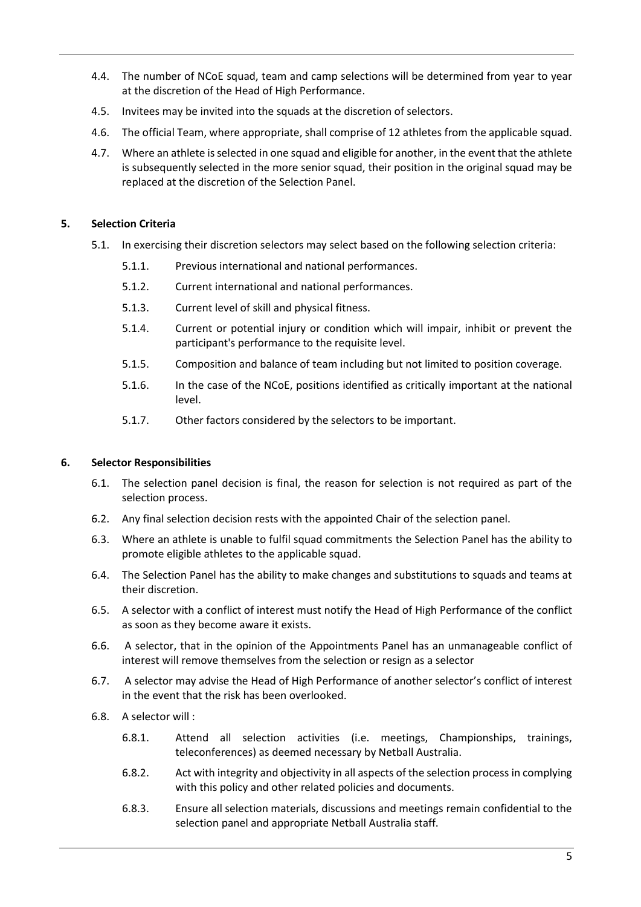4.4. The number of NCoE squad, team and camp selections will be determined from year to year at the discretion of the Head of High Performance.

4.5. Invitees may be invited into the squads at the discretion of selectors.

4.6. The official Team, where appropriate, shall comprise of 12 athletes from the applicable squad.

4.7. Where an athlete is selected in one squad and eligible for another, in the event that the athlete is subsequently selected in the more senior squad, their position in the original squad may be replaced at the discretion of the Selection Panel.

## 5. Selection Criteria

5.1. In exercising their discretion selectors may select based on the following selection criteria:

- 5.1.1. Previous international and national performances.
- 5.1.2. Current international and national performances.
- 5.1.3. Current level of skill and physical fitness.
- 5.1.4. Current or potential injury or condition which will impair, inhibit or prevent the participant's performance to the requisite level.
- 5.1.5. Composition and balance of team including but not limited to position coverage.
- 5.1.6. In the case of the NCoE, positions identified as critically important at the national level.
- 5.1.7. Other factors considered by the selectors to be important.

## 6. Selector Responsibilities

6.1. The selection panel decision is final, the reason for selection is not required as part of the selection process.

6.2. Any final selection decision rests with the appointed Chair of the selection panel.

6.3. Where an athlete is unable to fulfil squad commitments the Selection Panel has the ability to promote eligible athletes to the applicable squad.

6.4. The Selection Panel has the ability to make changes and substitutions to squads and teams at their discretion.

6.5. A selector with a conflict of interest must notify the Head of High Performance of the conflict as soon as they become aware it exists.

6.6. A selector, that in the opinion of the Appointments Panel has an unmanageable conflict of interest will remove themselves from the selection or resign as a selector

6.7. A selector may advise the Head of High Performance of another selector's conflict of interest in the event that the risk has been overlooked.

6.8. A selector will :

- 6.8.1. Attend all selection activities (i.e. meetings, Championships, trainings, teleconferences) as deemed necessary by Netball Australia.
- 6.8.2. Act with integrity and objectivity in all aspects of the selection process in complying with this policy and other related policies and documents.
- 6.8.3. Ensure all selection materials, discussions and meetings remain confidential to the selection panel and appropriate Netball Australia staff.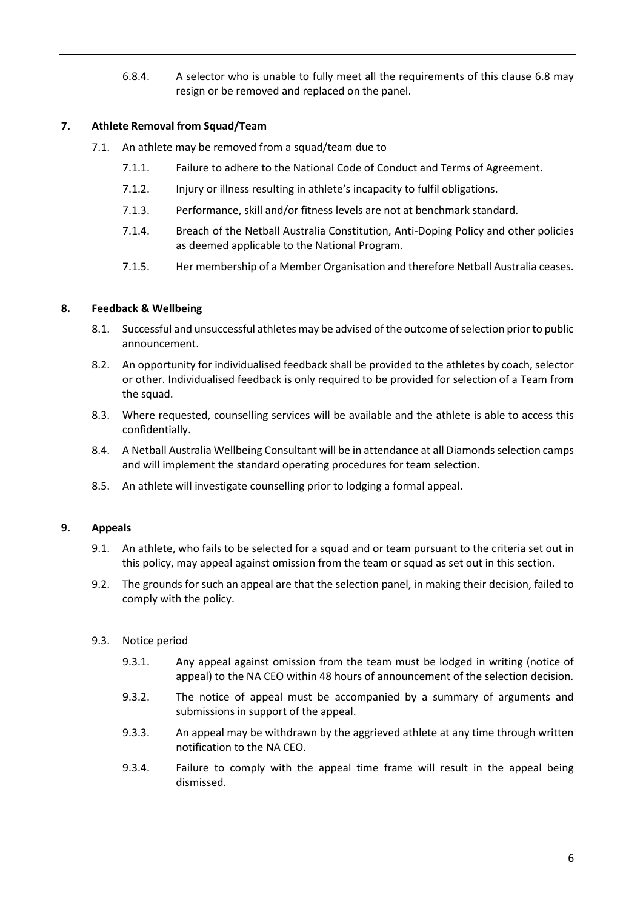6.8.4. A selector who is unable to fully meet all the requirements of this clause 6.8 may resign or be removed and replaced on the panel.

## 7. Athlete Removal from Squad/Team

7.1. An athlete may be removed from a squad/team due to

7.1.1. Failure to adhere to the National Code of Conduct and Terms of Agreement.

7.1.2. Injury or illness resulting in athlete's incapacity to fulfil obligations.

7.1.3. Performance, skill and/or fitness levels are not at benchmark standard.

7.1.4. Breach of the Netball Australia Constitution, Anti-Doping Policy and other policies as deemed applicable to the National Program.

7.1.5. Her membership of a Member Organisation and therefore Netball Australia ceases.

## 8. Feedback & Wellbeing

8.1. Successful and unsuccessful athletes may be advised of the outcome of selection prior to public announcement.

8.2. An opportunity for individualised feedback shall be provided to the athletes by coach, selector or other. Individualised feedback is only required to be provided for selection of a Team from the squad.

8.3. Where requested, counselling services will be available and the athlete is able to access this confidentially.

8.4. A Netball Australia Wellbeing Consultant will be in attendance at all Diamonds selection camps and will implement the standard operating procedures for team selection.

8.5. An athlete will investigate counselling prior to lodging a formal appeal.

## 9. Appeals

9.1. An athlete, who fails to be selected for a squad and or team pursuant to the criteria set out in this policy, may appeal against omission from the team or squad as set out in this section.

9.2. The grounds for such an appeal are that the selection panel, in making their decision, failed to comply with the policy.

9.3. Notice period

9.3.1. Any appeal against omission from the team must be lodged in writing (notice of appeal) to the NA CEO within 48 hours of announcement of the selection decision.

9.3.2. The notice of appeal must be accompanied by a summary of arguments and submissions in support of the appeal.

9.3.3. An appeal may be withdrawn by the aggrieved athlete at any time through written notification to the NA CEO.

9.3.4. Failure to comply with the appeal time frame will result in the appeal being dismissed.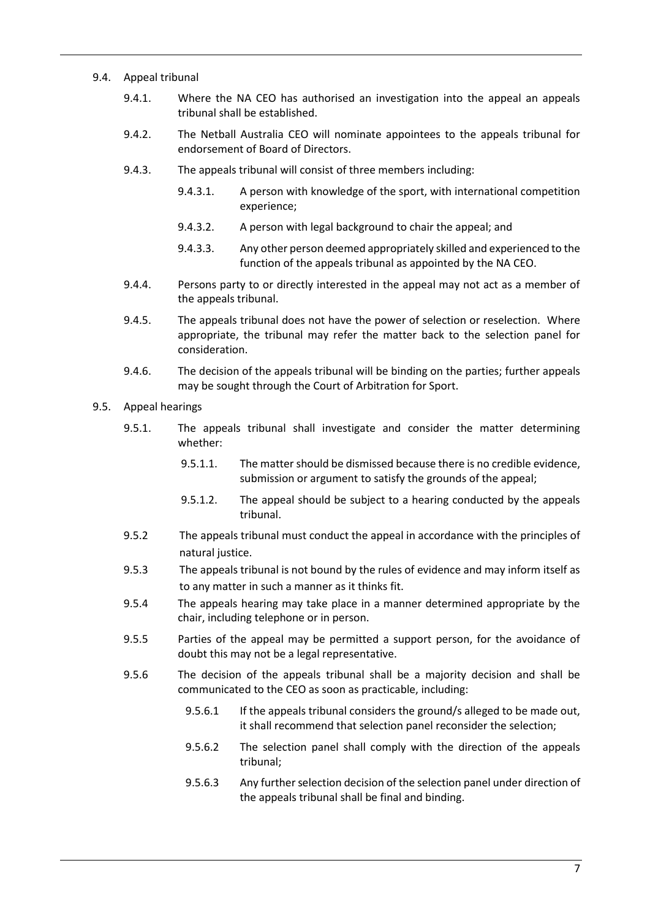9.4. Appeal tribunal

9.4.1. Where the NA CEO has authorised an investigation into the appeal an appeals tribunal shall be established.

9.4.2. The Netball Australia CEO will nominate appointees to the appeals tribunal for endorsement of Board of Directors.

9.4.3. The appeals tribunal will consist of three members including:

9.4.3.1. A person with knowledge of the sport, with international competition experience;

9.4.3.2. A person with legal background to chair the appeal; and

9.4.3.3. Any other person deemed appropriately skilled and experienced to the function of the appeals tribunal as appointed by the NA CEO.

9.4.4. Persons party to or directly interested in the appeal may not act as a member of the appeals tribunal.

9.4.5. The appeals tribunal does not have the power of selection or reselection. Where appropriate, the tribunal may refer the matter back to the selection panel for consideration.

9.4.6. The decision of the appeals tribunal will be binding on the parties; further appeals may be sought through the Court of Arbitration for Sport.

9.5. Appeal hearings

9.5.1. The appeals tribunal shall investigate and consider the matter determining whether:

9.5.1.1. The matter should be dismissed because there is no credible evidence, submission or argument to satisfy the grounds of the appeal;

9.5.1.2. The appeal should be subject to a hearing conducted by the appeals tribunal.

9.5.2 The appeals tribunal must conduct the appeal in accordance with the principles of natural justice.

9.5.3 The appeals tribunal is not bound by the rules of evidence and may inform itself as to any matter in such a manner as it thinks fit.

9.5.4 The appeals hearing may take place in a manner determined appropriate by the chair, including telephone or in person.

9.5.5 Parties of the appeal may be permitted a support person, for the avoidance of doubt this may not be a legal representative.

9.5.6 The decision of the appeals tribunal shall be a majority decision and shall be communicated to the CEO as soon as practicable, including:

9.5.6.1 If the appeals tribunal considers the ground/s alleged to be made out, it shall recommend that selection panel reconsider the selection;

9.5.6.2 The selection panel shall comply with the direction of the appeals tribunal;

9.5.6.3 Any further selection decision of the selection panel under direction of the appeals tribunal shall be final and binding.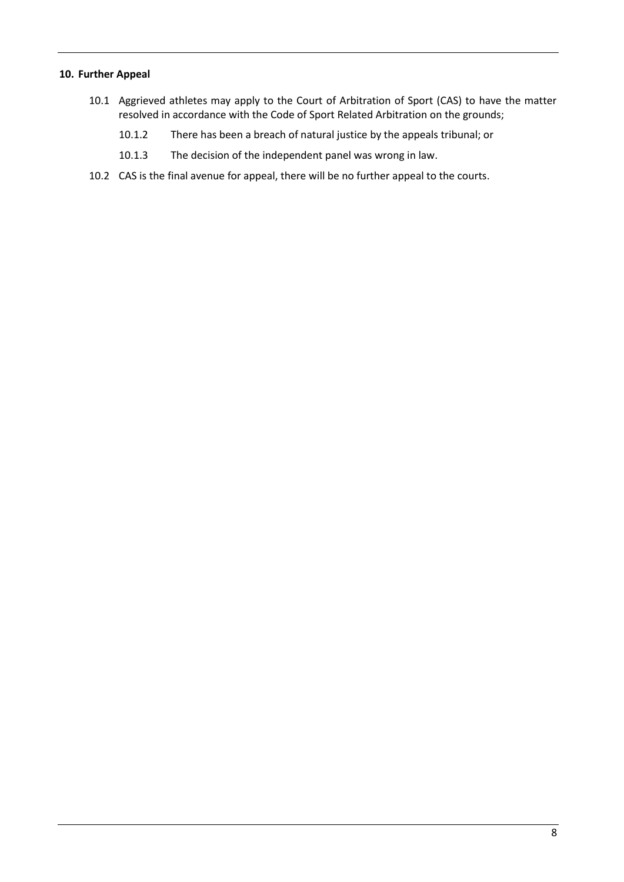## 10. Further Appeal

10.1 Aggrieved athletes may apply to the Court of Arbitration of Sport (CAS) to have the matter resolved in accordance with the Code of Sport Related Arbitration on the grounds;

10.1.2 There has been a breach of natural justice by the appeals tribunal; or

10.1.3 The decision of the independent panel was wrong in law.

10.2 CAS is the final avenue for appeal, there will be no further appeal to the courts.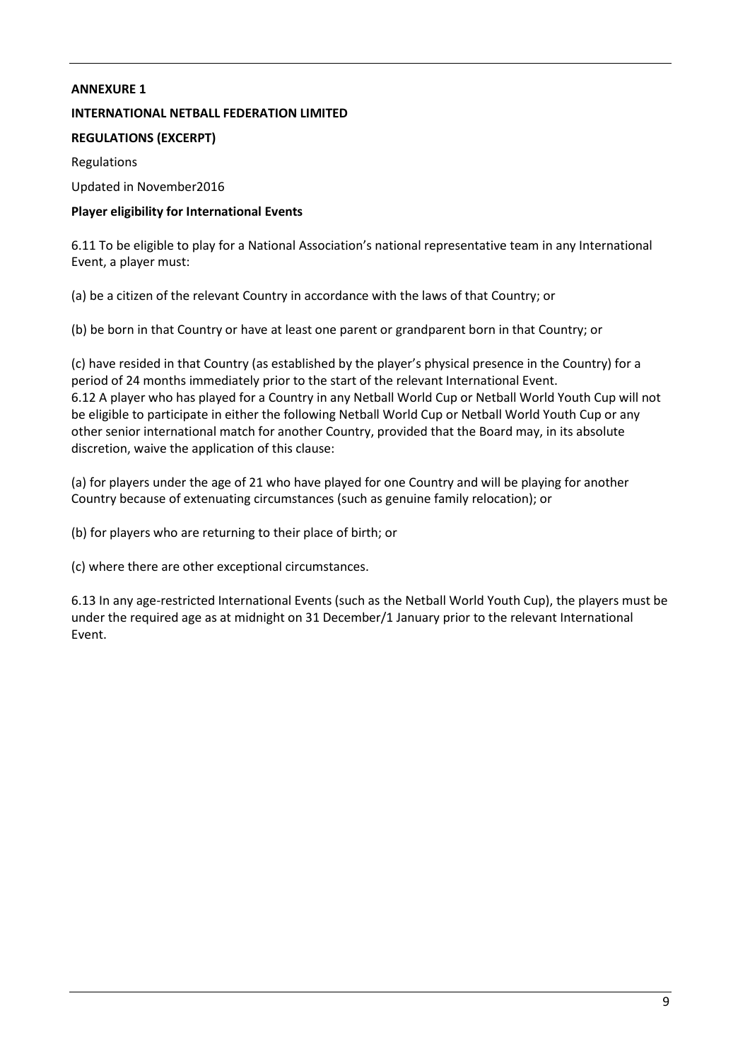**ANNEXURE 1**

**INTERNATIONAL NETBALL FEDERATION LIMITED**

**REGULATIONS (EXCERPT)**

Regulations

Updated in November2016

**Player eligibility for International Events**

6.11 To be eligible to play for a National Association's national representative team in any International Event, a player must:

(a) be a citizen of the relevant Country in accordance with the laws of that Country; or

(b) be born in that Country or have at least one parent or grandparent born in that Country; or

(c) have resided in that Country (as established by the player's physical presence in the Country) for a period of 24 months immediately prior to the start of the relevant International Event.

6.12 A player who has played for a Country in any Netball World Cup or Netball World Youth Cup will not be eligible to participate in either the following Netball World Cup or Netball World Youth Cup or any other senior international match for another Country, provided that the Board may, in its absolute discretion, waive the application of this clause:

(a) for players under the age of 21 who have played for one Country and will be playing for another Country because of extenuating circumstances (such as genuine family relocation); or

(b) for players who are returning to their place of birth; or

(c) where there are other exceptional circumstances.

6.13 In any age-restricted International Events (such as the Netball World Youth Cup), the players must be under the required age as at midnight on 31 December/1 January prior to the relevant International Event.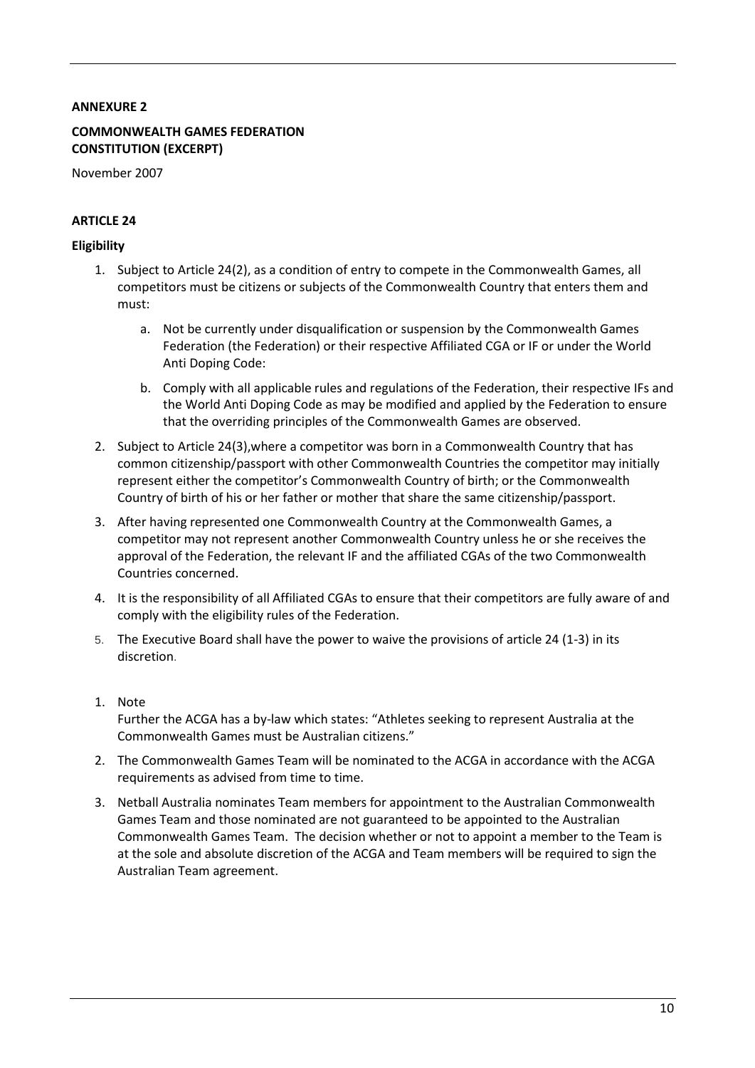**ANNEXURE 2**

**COMMONWEALTH GAMES FEDERATION CONSTITUTION (EXCERPT)**

November 2007

**ARTICLE 24**

**Eligibility**

1. Subject to Article 24(2), as a condition of entry to compete in the Commonwealth Games, all competitors must be citizens or subjects of the Commonwealth Country that enters them and must:
    a. Not be currently under disqualification or suspension by the Commonwealth Games Federation (the Federation) or their respective Affiliated CGA or IF or under the World Anti Doping Code:
    b. Comply with all applicable rules and regulations of the Federation, their respective IFs and the World Anti Doping Code as may be modified and applied by the Federation to ensure that the overriding principles of the Commonwealth Games are observed.
2. Subject to Article 24(3),where a competitor was born in a Commonwealth Country that has common citizenship/passport with other Commonwealth Countries the competitor may initially represent either the competitor's Commonwealth Country of birth; or the Commonwealth Country of birth of his or her father or mother that share the same citizenship/passport.
3. After having represented one Commonwealth Country at the Commonwealth Games, a competitor may not represent another Commonwealth Country unless he or she receives the approval of the Federation, the relevant IF and the affiliated CGAs of the two Commonwealth Countries concerned.
4. It is the responsibility of all Affiliated CGAs to ensure that their competitors are fully aware of and comply with the eligibility rules of the Federation.
5. The Executive Board shall have the power to waive the provisions of article 24 (1-3) in its discretion.

1. Note
   Further the ACGA has a by-law which states: "Athletes seeking to represent Australia at the Commonwealth Games must be Australian citizens."
2. The Commonwealth Games Team will be nominated to the ACGA in accordance with the ACGA requirements as advised from time to time.
3. Netball Australia nominates Team members for appointment to the Australian Commonwealth Games Team and those nominated are not guaranteed to be appointed to the Australian Commonwealth Games Team. The decision whether or not to appoint a member to the Team is at the sole and absolute discretion of the ACGA and Team members will be required to sign the Australian Team agreement.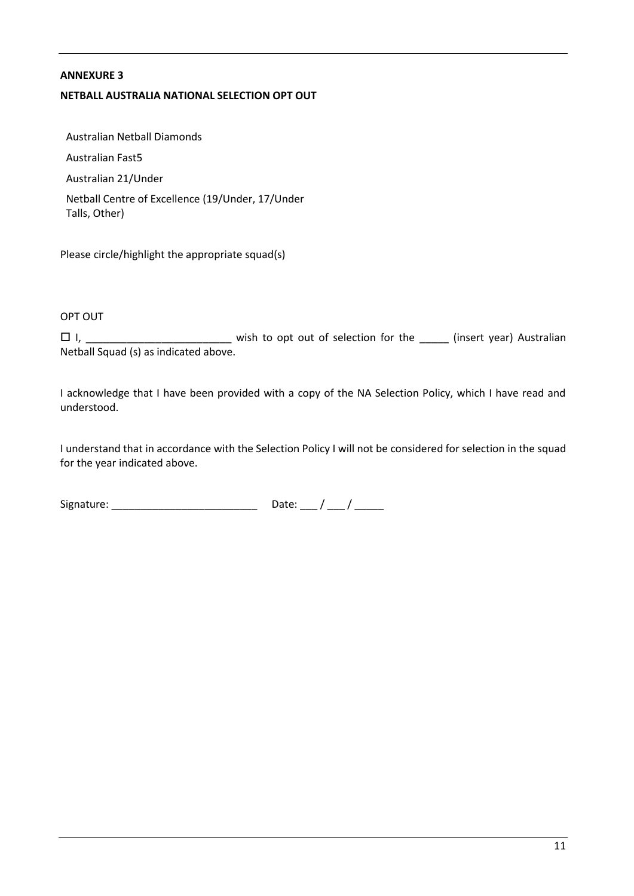**ANNEXURE 3**

**NETBALL AUSTRALIA NATIONAL SELECTION OPT OUT**

Australian Netball Diamonds

Australian Fast5

Australian 21/Under

Netball Centre of Excellence (19/Under, 17/Under Talls, Other)

Please circle/highlight the appropriate squad(s)

OPT OUT

☐ I, _________________________ wish to opt out of selection for the _____ (insert year) Australian Netball Squad (s) as indicated above.

I acknowledge that I have been provided with a copy of the NA Selection Policy, which I have read and understood.

I understand that in accordance with the Selection Policy I will not be considered for selection in the squad for the year indicated above.

Signature: _________________________ Date: ___ / ___ / _____